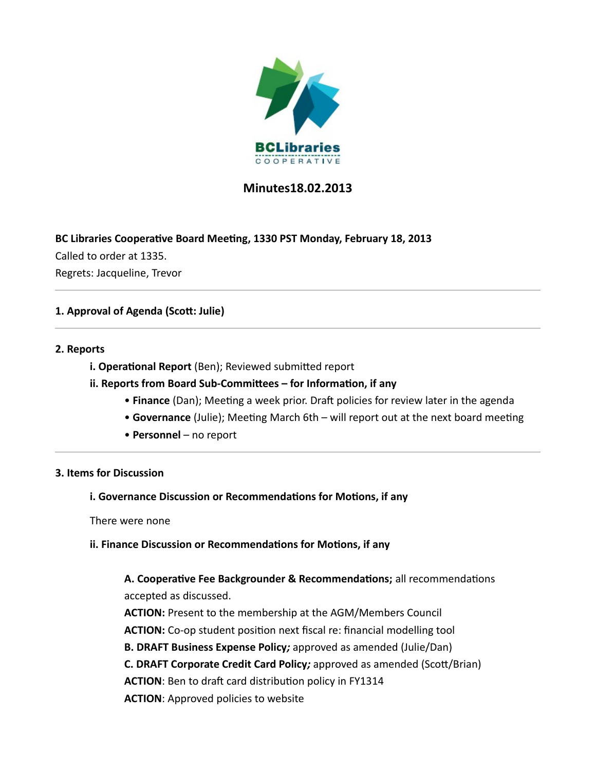BCLibraries COOPERATIVE

# Minutes18.02.2013

**BC Libraries Cooperative Board Meeting, 1330 PST Monday, February 18, 2013**

Called to order at 1335.

Regrets: Jacqueline, Trevor

---

**1. Approval of Agenda (Scott: Julie)**

---

**2. Reports**

**i. Operational Report** (Ben); Reviewed submitted report

**ii. Reports from Board Sub-Committees – for Information, if any**

- **Finance** (Dan); Meeting a week prior. Draft policies for review later in the agenda
- **Governance** (Julie); Meeting March 6th – will report out at the next board meeting
- **Personnel** – no report

---

**3. Items for Discussion**

**i. Governance Discussion or Recommendations for Motions, if any**

There were none

**ii. Finance Discussion or Recommendations for Motions, if any**

**A. Cooperative Fee Backgrounder & Recommendations;** all recommendations accepted as discussed.

**ACTION:** Present to the membership at the AGM/Members Council

**ACTION:** Co-op student position next fiscal re: financial modelling tool

**B. DRAFT Business Expense Policy*;*** approved as amended (Julie/Dan)

**C. DRAFT Corporate Credit Card Policy*;*** approved as amended (Scott/Brian)

**ACTION**: Ben to draft card distribution policy in FY1314

**ACTION**: Approved policies to website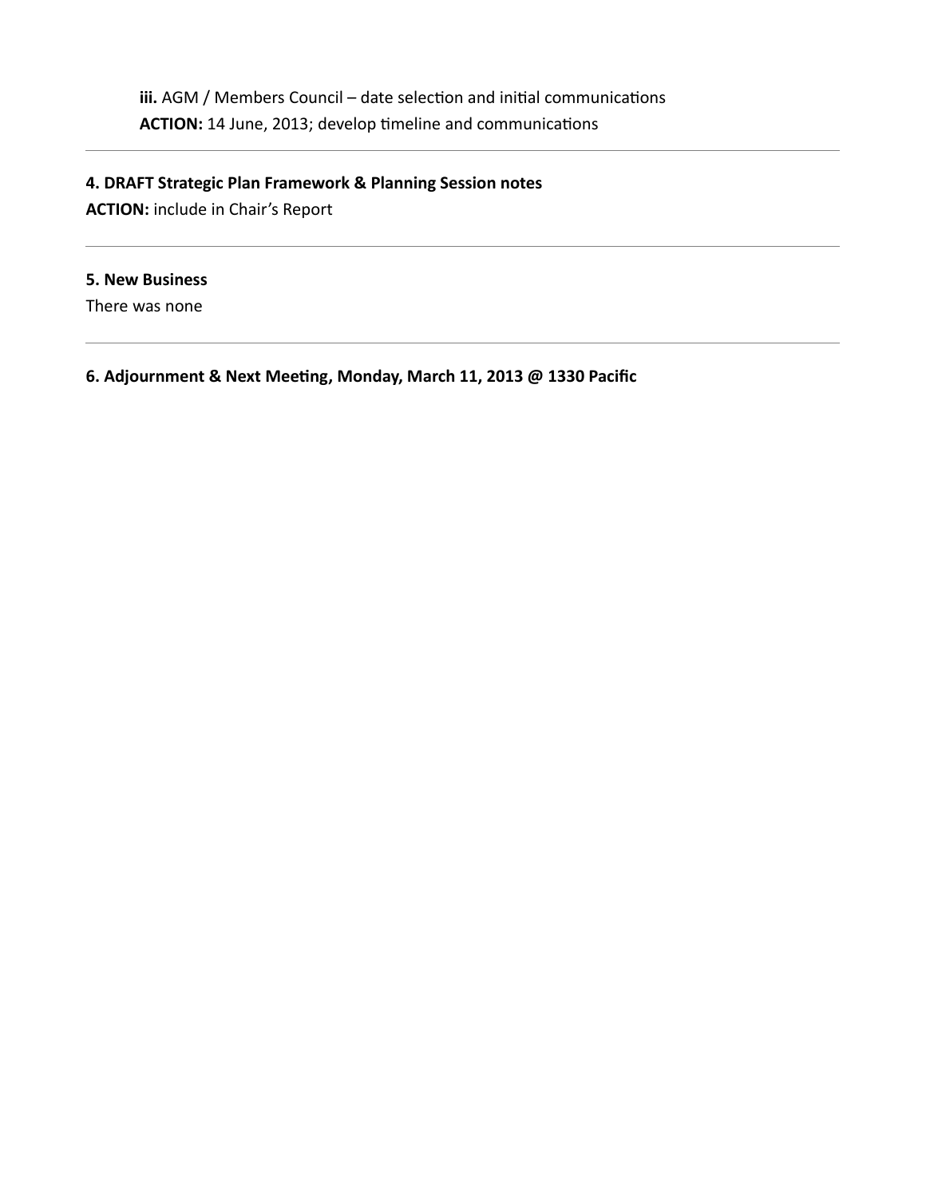**iii.** AGM / Members Council – date selection and initial communications
**ACTION:** 14 June, 2013; develop timeline and communications

---

**4. DRAFT Strategic Plan Framework & Planning Session notes**
**ACTION:** include in Chair's Report

---

**5. New Business**
There was none

---

**6. Adjournment & Next Meeting, Monday, March 11, 2013 @ 1330 Pacific**